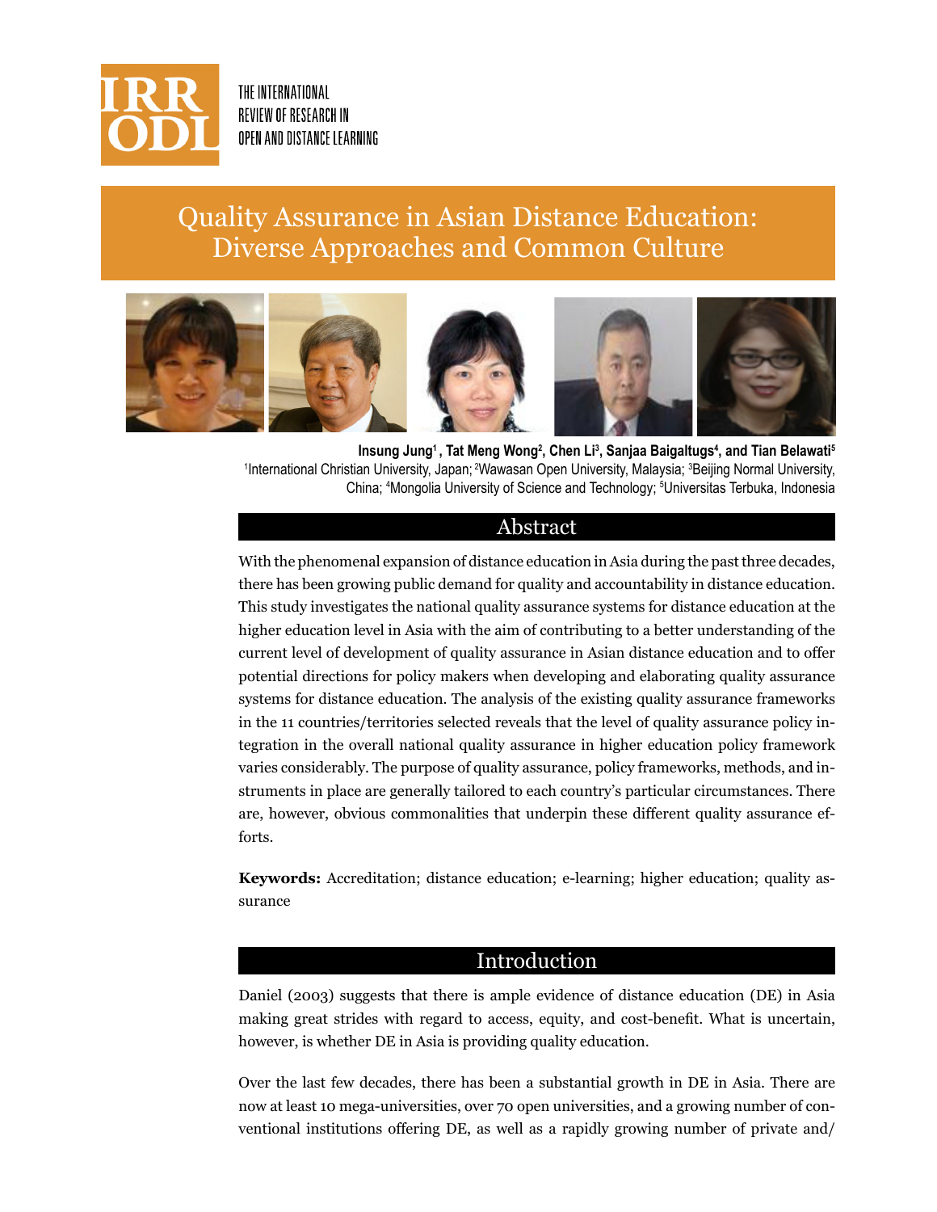THE INTERNATIONAL REVIEW OF RESEARCH IN OPEN AND DISTANCE LEARNING

# Quality Assurance in Asian Distance Education: Diverse Approaches and Common Culture

**Insung Jung[1], Tat Meng Wong[2], Chen Li[3], Sanjaa Baigaltugs[4], and Tian Belawati[5]**

[1]International Christian University, Japan; [2]Wawasan Open University, Malaysia; [3]Beijing Normal University, China; [4]Mongolia University of Science and Technology; [5]Universitas Terbuka, Indonesia

## Abstract

With the phenomenal expansion of distance education in Asia during the past three decades, there has been growing public demand for quality and accountability in distance education. This study investigates the national quality assurance systems for distance education at the higher education level in Asia with the aim of contributing to a better understanding of the current level of development of quality assurance in Asian distance education and to offer potential directions for policy makers when developing and elaborating quality assurance systems for distance education. The analysis of the existing quality assurance frameworks in the 11 countries/territories selected reveals that the level of quality assurance policy integration in the overall national quality assurance in higher education policy framework varies considerably. The purpose of quality assurance, policy frameworks, methods, and instruments in place are generally tailored to each country's particular circumstances. There are, however, obvious commonalities that underpin these different quality assurance efforts.

**Keywords:** Accreditation; distance education; e-learning; higher education; quality assurance

## Introduction

Daniel (2003) suggests that there is ample evidence of distance education (DE) in Asia making great strides with regard to access, equity, and cost-benefit. What is uncertain, however, is whether DE in Asia is providing quality education.

Over the last few decades, there has been a substantial growth in DE in Asia. There are now at least 10 mega-universities, over 70 open universities, and a growing number of conventional institutions offering DE, as well as a rapidly growing number of private and/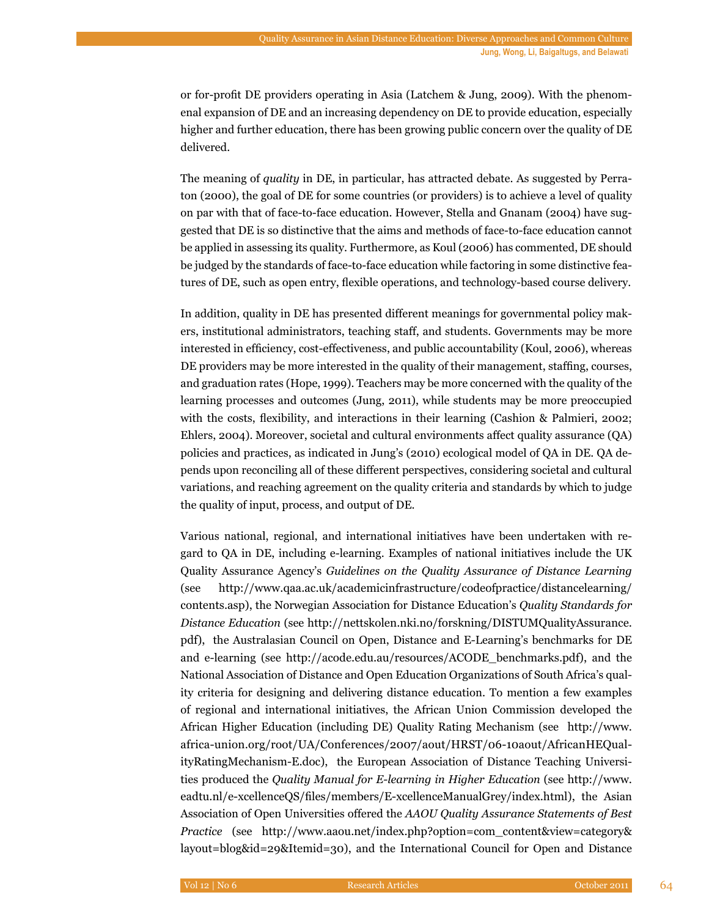or for-profit DE providers operating in Asia (Latchem & Jung, 2009). With the phenomenal expansion of DE and an increasing dependency on DE to provide education, especially higher and further education, there has been growing public concern over the quality of DE delivered.

The meaning of *quality* in DE, in particular, has attracted debate. As suggested by Perraton (2000), the goal of DE for some countries (or providers) is to achieve a level of quality on par with that of face-to-face education. However, Stella and Gnanam (2004) have suggested that DE is so distinctive that the aims and methods of face-to-face education cannot be applied in assessing its quality. Furthermore, as Koul (2006) has commented, DE should be judged by the standards of face-to-face education while factoring in some distinctive features of DE, such as open entry, flexible operations, and technology-based course delivery.

In addition, quality in DE has presented different meanings for governmental policy makers, institutional administrators, teaching staff, and students. Governments may be more interested in efficiency, cost-effectiveness, and public accountability (Koul, 2006), whereas DE providers may be more interested in the quality of their management, staffing, courses, and graduation rates (Hope, 1999). Teachers may be more concerned with the quality of the learning processes and outcomes (Jung, 2011), while students may be more preoccupied with the costs, flexibility, and interactions in their learning (Cashion & Palmieri, 2002; Ehlers, 2004). Moreover, societal and cultural environments affect quality assurance (QA) policies and practices, as indicated in Jung's (2010) ecological model of QA in DE. QA depends upon reconciling all of these different perspectives, considering societal and cultural variations, and reaching agreement on the quality criteria and standards by which to judge the quality of input, process, and output of DE.

Various national, regional, and international initiatives have been undertaken with regard to QA in DE, including e-learning. Examples of national initiatives include the UK Quality Assurance Agency's *Guidelines on the Quality Assurance of Distance Learning* (see http://www.qaa.ac.uk/academicinfrastructure/codeofpractice/distancelearning/contents.asp), the Norwegian Association for Distance Education's *Quality Standards for Distance Education* (see http://nettskolen.nki.no/forskning/DISTUMQualityAssurance.pdf), the Australasian Council on Open, Distance and E-Learning's benchmarks for DE and e-learning (see http://acode.edu.au/resources/ACODE_benchmarks.pdf), and the National Association of Distance and Open Education Organizations of South Africa's quality criteria for designing and delivering distance education. To mention a few examples of regional and international initiatives, the African Union Commission developed the African Higher Education (including DE) Quality Rating Mechanism (see http://www.africa-union.org/root/UA/Conferences/2007/aout/HRST/06-10aout/AfricanHEQualityRatingMechanism-E.doc), the European Association of Distance Teaching Universities produced the *Quality Manual for E-learning in Higher Education* (see http://www.eadtu.nl/e-xcellenceQS/files/members/E-xcellenceManualGrey/index.html), the Asian Association of Open Universities offered the *AAOU Quality Assurance Statements of Best Practice* (see http://www.aaou.net/index.php?option=com_content&view=category&layout=blog&id=29&Itemid=30), and the International Council for Open and Distance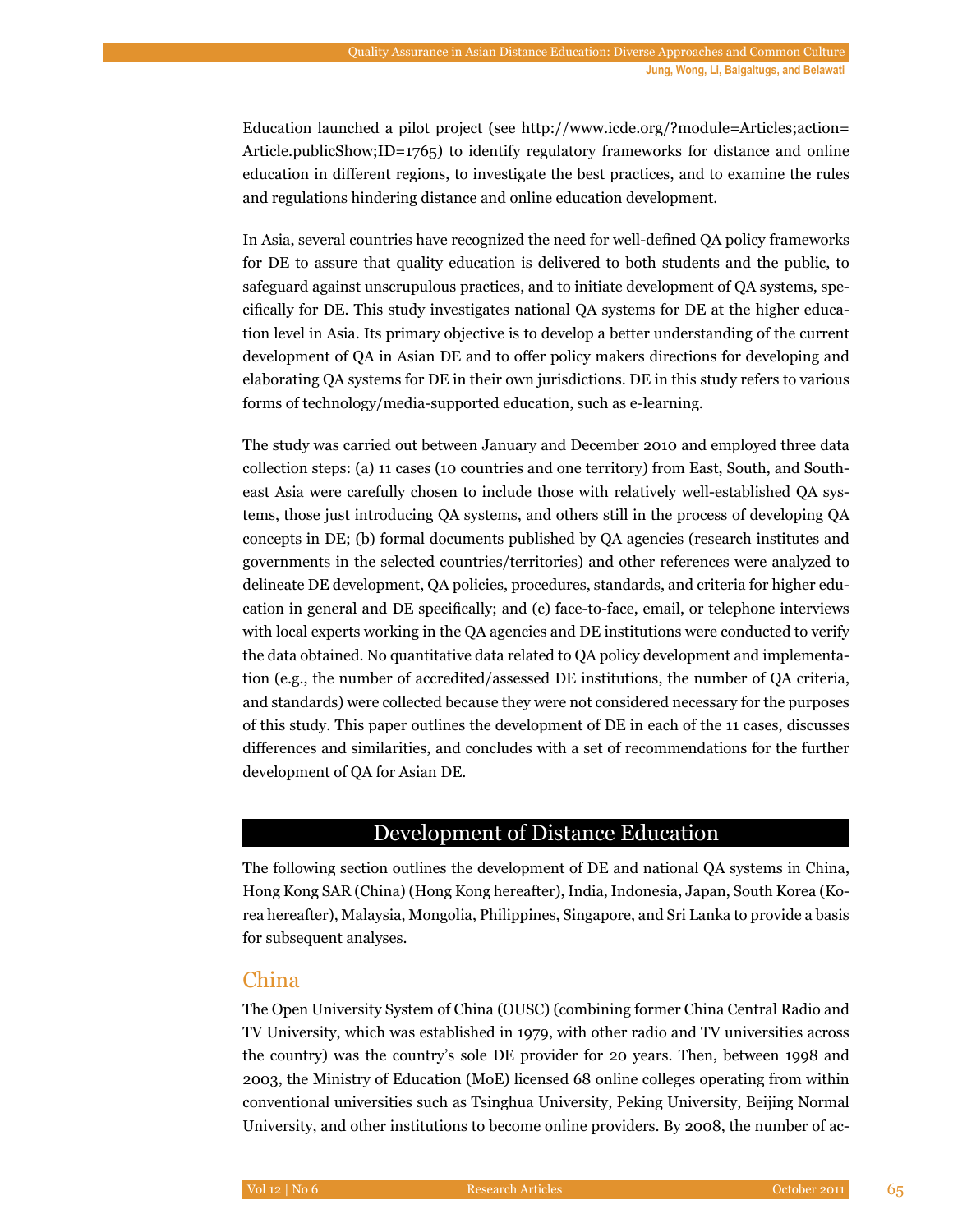Education launched a pilot project (see http://www.icde.org/?module=Articles;action=Article.publicShow;ID=1765) to identify regulatory frameworks for distance and online education in different regions, to investigate the best practices, and to examine the rules and regulations hindering distance and online education development.

In Asia, several countries have recognized the need for well-defined QA policy frameworks for DE to assure that quality education is delivered to both students and the public, to safeguard against unscrupulous practices, and to initiate development of QA systems, specifically for DE. This study investigates national QA systems for DE at the higher education level in Asia. Its primary objective is to develop a better understanding of the current development of QA in Asian DE and to offer policy makers directions for developing and elaborating QA systems for DE in their own jurisdictions. DE in this study refers to various forms of technology/media-supported education, such as e-learning.

The study was carried out between January and December 2010 and employed three data collection steps: (a) 11 cases (10 countries and one territory) from East, South, and Southeast Asia were carefully chosen to include those with relatively well-established QA systems, those just introducing QA systems, and others still in the process of developing QA concepts in DE; (b) formal documents published by QA agencies (research institutes and governments in the selected countries/territories) and other references were analyzed to delineate DE development, QA policies, procedures, standards, and criteria for higher education in general and DE specifically; and (c) face-to-face, email, or telephone interviews with local experts working in the QA agencies and DE institutions were conducted to verify the data obtained. No quantitative data related to QA policy development and implementation (e.g., the number of accredited/assessed DE institutions, the number of QA criteria, and standards) were collected because they were not considered necessary for the purposes of this study. This paper outlines the development of DE in each of the 11 cases, discusses differences and similarities, and concludes with a set of recommendations for the further development of QA for Asian DE.

## Development of Distance Education

The following section outlines the development of DE and national QA systems in China, Hong Kong SAR (China) (Hong Kong hereafter), India, Indonesia, Japan, South Korea (Korea hereafter), Malaysia, Mongolia, Philippines, Singapore, and Sri Lanka to provide a basis for subsequent analyses.

### China

The Open University System of China (OUSC) (combining former China Central Radio and TV University, which was established in 1979, with other radio and TV universities across the country) was the country's sole DE provider for 20 years. Then, between 1998 and 2003, the Ministry of Education (MoE) licensed 68 online colleges operating from within conventional universities such as Tsinghua University, Peking University, Beijing Normal University, and other institutions to become online providers. By 2008, the number of ac-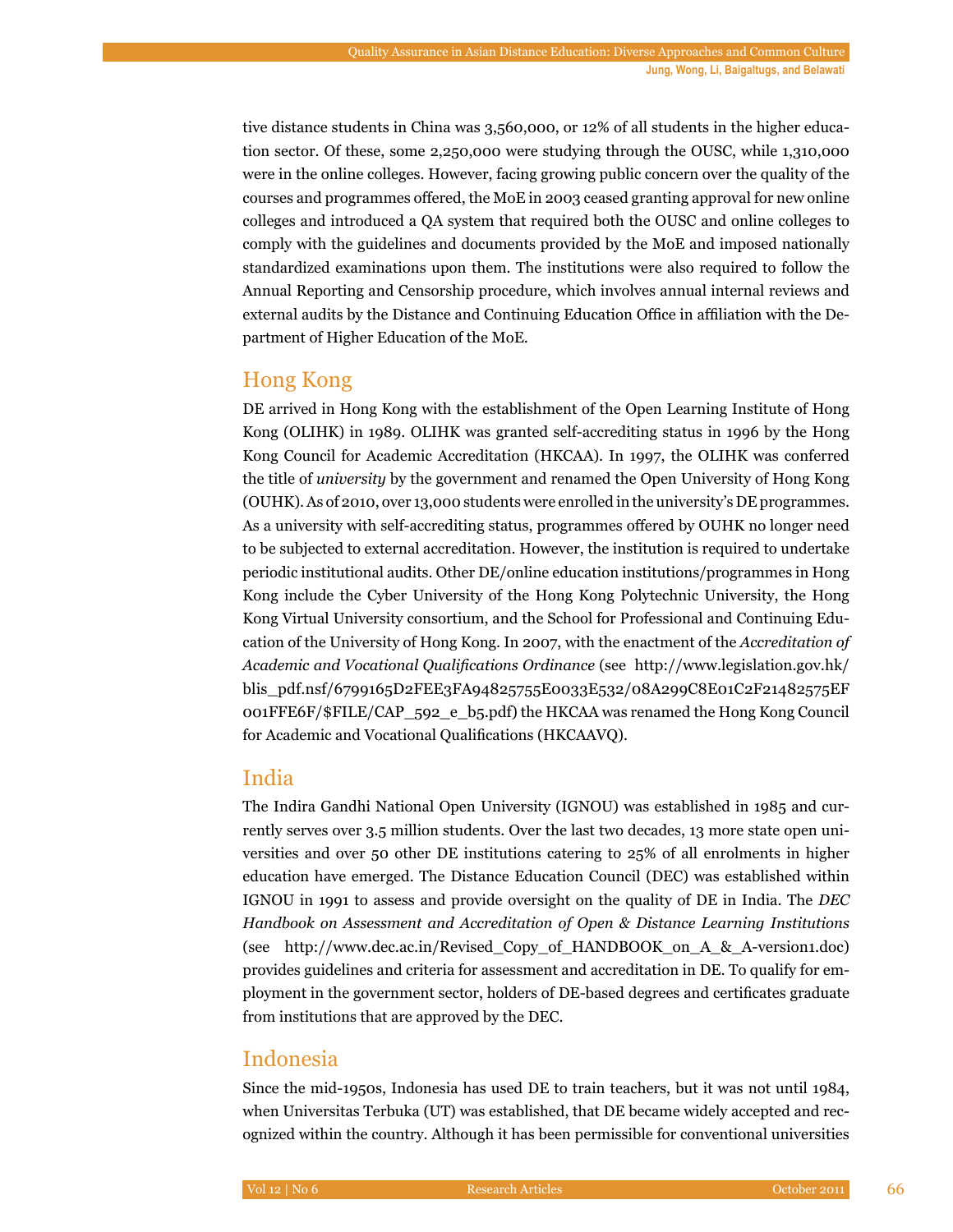tive distance students in China was 3,560,000, or 12% of all students in the higher education sector. Of these, some 2,250,000 were studying through the OUSC, while 1,310,000 were in the online colleges. However, facing growing public concern over the quality of the courses and programmes offered, the MoE in 2003 ceased granting approval for new online colleges and introduced a QA system that required both the OUSC and online colleges to comply with the guidelines and documents provided by the MoE and imposed nationally standardized examinations upon them. The institutions were also required to follow the Annual Reporting and Censorship procedure, which involves annual internal reviews and external audits by the Distance and Continuing Education Office in affiliation with the Department of Higher Education of the MoE.

## Hong Kong

DE arrived in Hong Kong with the establishment of the Open Learning Institute of Hong Kong (OLIHK) in 1989. OLIHK was granted self-accrediting status in 1996 by the Hong Kong Council for Academic Accreditation (HKCAA). In 1997, the OLIHK was conferred the title of *university* by the government and renamed the Open University of Hong Kong (OUHK). As of 2010, over 13,000 students were enrolled in the university's DE programmes. As a university with self-accrediting status, programmes offered by OUHK no longer need to be subjected to external accreditation. However, the institution is required to undertake periodic institutional audits. Other DE/online education institutions/programmes in Hong Kong include the Cyber University of the Hong Kong Polytechnic University, the Hong Kong Virtual University consortium, and the School for Professional and Continuing Education of the University of Hong Kong. In 2007, with the enactment of the *Accreditation of Academic and Vocational Qualifications Ordinance* (see http://www.legislation.gov.hk/blis_pdf.nsf/6799165D2FEE3FA94825755E0033E532/08A299C8E01C2F21482575EF001FFE6F/$FILE/CAP_592_e_b5.pdf) the HKCAA was renamed the Hong Kong Council for Academic and Vocational Qualifications (HKCAAVQ).

## India

The Indira Gandhi National Open University (IGNOU) was established in 1985 and currently serves over 3.5 million students. Over the last two decades, 13 more state open universities and over 50 other DE institutions catering to 25% of all enrolments in higher education have emerged. The Distance Education Council (DEC) was established within IGNOU in 1991 to assess and provide oversight on the quality of DE in India. The *DEC Handbook on Assessment and Accreditation of Open & Distance Learning Institutions* (see http://www.dec.ac.in/Revised_Copy_of_HANDBOOK_on_A_&_A-version1.doc) provides guidelines and criteria for assessment and accreditation in DE. To qualify for employment in the government sector, holders of DE-based degrees and certificates graduate from institutions that are approved by the DEC.

## Indonesia

Since the mid-1950s, Indonesia has used DE to train teachers, but it was not until 1984, when Universitas Terbuka (UT) was established, that DE became widely accepted and recognized within the country. Although it has been permissible for conventional universities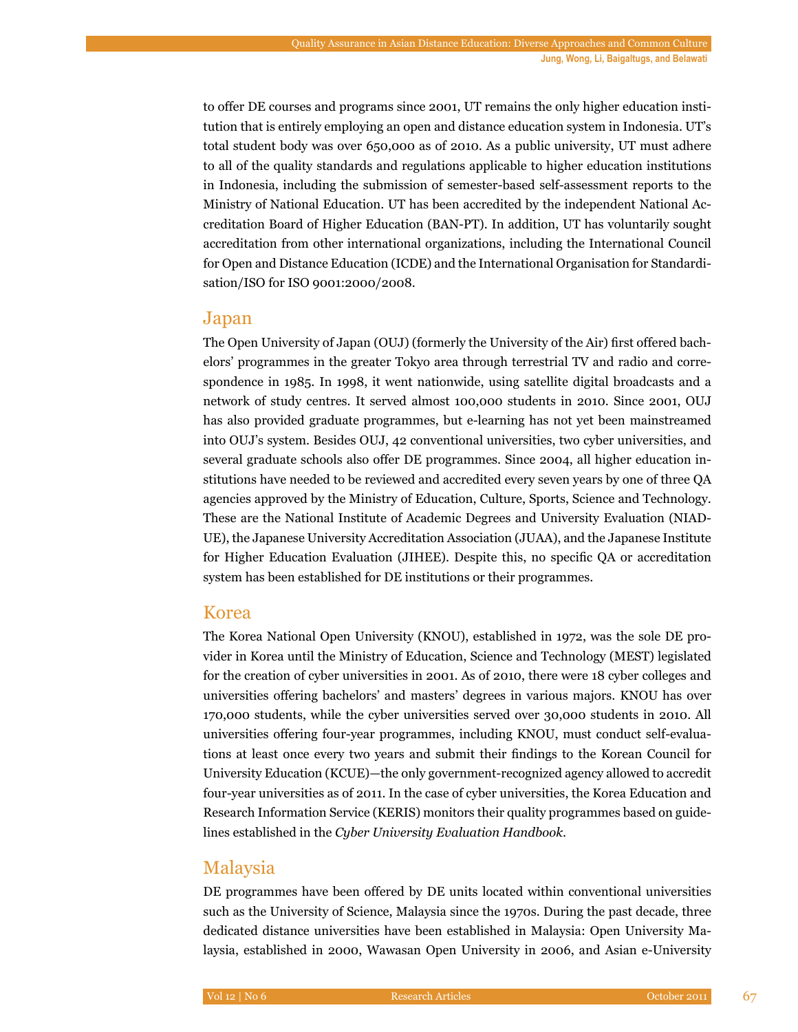to offer DE courses and programs since 2001, UT remains the only higher education institution that is entirely employing an open and distance education system in Indonesia. UT's total student body was over 650,000 as of 2010. As a public university, UT must adhere to all of the quality standards and regulations applicable to higher education institutions in Indonesia, including the submission of semester-based self-assessment reports to the Ministry of National Education. UT has been accredited by the independent National Accreditation Board of Higher Education (BAN-PT). In addition, UT has voluntarily sought accreditation from other international organizations, including the International Council for Open and Distance Education (ICDE) and the International Organisation for Standardisation/ISO for ISO 9001:2000/2008.

## Japan

The Open University of Japan (OUJ) (formerly the University of the Air) first offered bachelors' programmes in the greater Tokyo area through terrestrial TV and radio and correspondence in 1985. In 1998, it went nationwide, using satellite digital broadcasts and a network of study centres. It served almost 100,000 students in 2010. Since 2001, OUJ has also provided graduate programmes, but e-learning has not yet been mainstreamed into OUJ's system. Besides OUJ, 42 conventional universities, two cyber universities, and several graduate schools also offer DE programmes. Since 2004, all higher education institutions have needed to be reviewed and accredited every seven years by one of three QA agencies approved by the Ministry of Education, Culture, Sports, Science and Technology. These are the National Institute of Academic Degrees and University Evaluation (NIAD-UE), the Japanese University Accreditation Association (JUAA), and the Japanese Institute for Higher Education Evaluation (JIHEE). Despite this, no specific QA or accreditation system has been established for DE institutions or their programmes.

## Korea

The Korea National Open University (KNOU), established in 1972, was the sole DE provider in Korea until the Ministry of Education, Science and Technology (MEST) legislated for the creation of cyber universities in 2001. As of 2010, there were 18 cyber colleges and universities offering bachelors' and masters' degrees in various majors. KNOU has over 170,000 students, while the cyber universities served over 30,000 students in 2010. All universities offering four-year programmes, including KNOU, must conduct self-evaluations at least once every two years and submit their findings to the Korean Council for University Education (KCUE)—the only government-recognized agency allowed to accredit four-year universities as of 2011. In the case of cyber universities, the Korea Education and Research Information Service (KERIS) monitors their quality programmes based on guidelines established in the *Cyber University Evaluation Handbook*.

## Malaysia

DE programmes have been offered by DE units located within conventional universities such as the University of Science, Malaysia since the 1970s. During the past decade, three dedicated distance universities have been established in Malaysia: Open University Malaysia, established in 2000, Wawasan Open University in 2006, and Asian e-University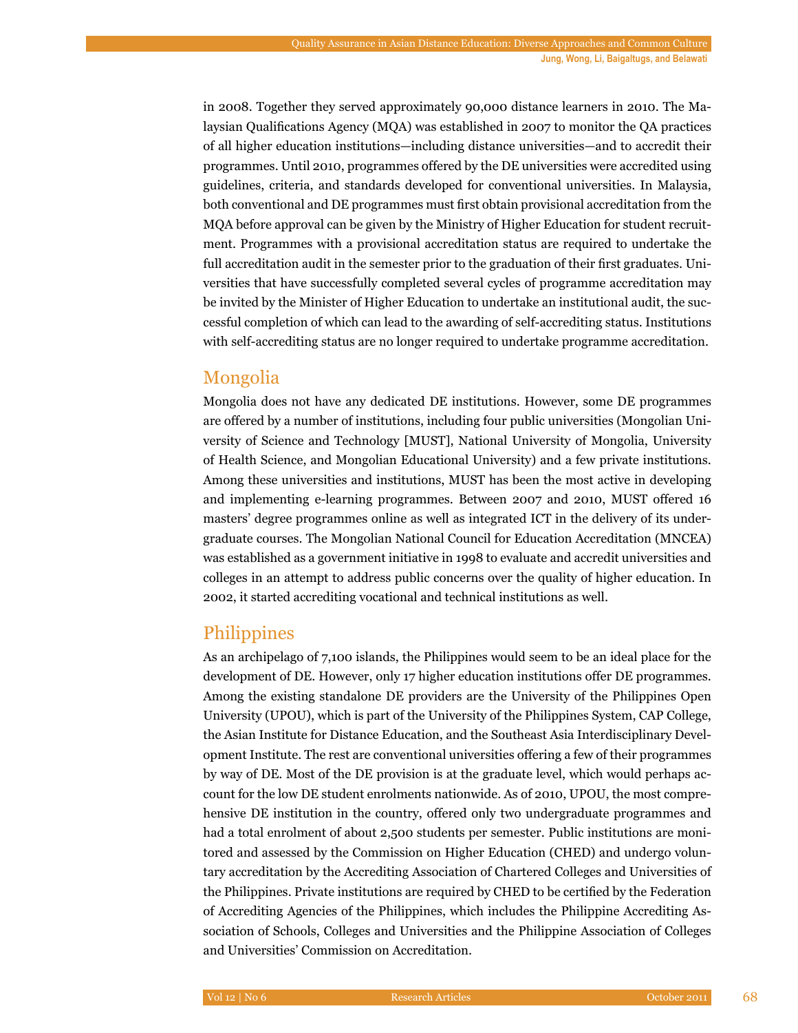in 2008. Together they served approximately 90,000 distance learners in 2010. The Malaysian Qualifications Agency (MQA) was established in 2007 to monitor the QA practices of all higher education institutions—including distance universities—and to accredit their programmes. Until 2010, programmes offered by the DE universities were accredited using guidelines, criteria, and standards developed for conventional universities. In Malaysia, both conventional and DE programmes must first obtain provisional accreditation from the MQA before approval can be given by the Ministry of Higher Education for student recruitment. Programmes with a provisional accreditation status are required to undertake the full accreditation audit in the semester prior to the graduation of their first graduates. Universities that have successfully completed several cycles of programme accreditation may be invited by the Minister of Higher Education to undertake an institutional audit, the successful completion of which can lead to the awarding of self-accrediting status. Institutions with self-accrediting status are no longer required to undertake programme accreditation.

## Mongolia

Mongolia does not have any dedicated DE institutions. However, some DE programmes are offered by a number of institutions, including four public universities (Mongolian University of Science and Technology [MUST], National University of Mongolia, University of Health Science, and Mongolian Educational University) and a few private institutions. Among these universities and institutions, MUST has been the most active in developing and implementing e-learning programmes. Between 2007 and 2010, MUST offered 16 masters' degree programmes online as well as integrated ICT in the delivery of its undergraduate courses. The Mongolian National Council for Education Accreditation (MNCEA) was established as a government initiative in 1998 to evaluate and accredit universities and colleges in an attempt to address public concerns over the quality of higher education. In 2002, it started accrediting vocational and technical institutions as well.

## Philippines

As an archipelago of 7,100 islands, the Philippines would seem to be an ideal place for the development of DE. However, only 17 higher education institutions offer DE programmes. Among the existing standalone DE providers are the University of the Philippines Open University (UPOU), which is part of the University of the Philippines System, CAP College, the Asian Institute for Distance Education, and the Southeast Asia Interdisciplinary Development Institute. The rest are conventional universities offering a few of their programmes by way of DE. Most of the DE provision is at the graduate level, which would perhaps account for the low DE student enrolments nationwide. As of 2010, UPOU, the most comprehensive DE institution in the country, offered only two undergraduate programmes and had a total enrolment of about 2,500 students per semester. Public institutions are monitored and assessed by the Commission on Higher Education (CHED) and undergo voluntary accreditation by the Accrediting Association of Chartered Colleges and Universities of the Philippines. Private institutions are required by CHED to be certified by the Federation of Accrediting Agencies of the Philippines, which includes the Philippine Accrediting Association of Schools, Colleges and Universities and the Philippine Association of Colleges and Universities' Commission on Accreditation.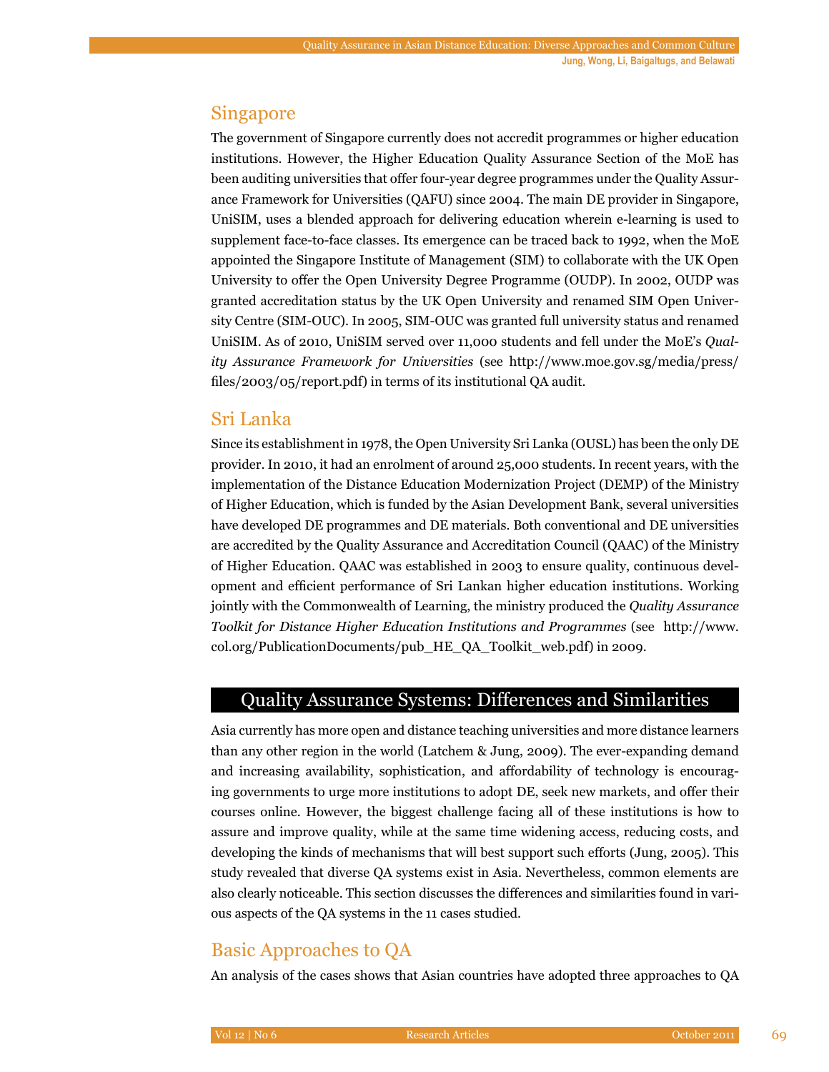## Singapore

The government of Singapore currently does not accredit programmes or higher education institutions. However, the Higher Education Quality Assurance Section of the MoE has been auditing universities that offer four-year degree programmes under the Quality Assurance Framework for Universities (QAFU) since 2004. The main DE provider in Singapore, UniSIM, uses a blended approach for delivering education wherein e-learning is used to supplement face-to-face classes. Its emergence can be traced back to 1992, when the MoE appointed the Singapore Institute of Management (SIM) to collaborate with the UK Open University to offer the Open University Degree Programme (OUDP). In 2002, OUDP was granted accreditation status by the UK Open University and renamed SIM Open University Centre (SIM-OUC). In 2005, SIM-OUC was granted full university status and renamed UniSIM. As of 2010, UniSIM served over 11,000 students and fell under the MoE's *Quality Assurance Framework for Universities* (see http://www.moe.gov.sg/media/press/files/2003/05/report.pdf) in terms of its institutional QA audit.

## Sri Lanka

Since its establishment in 1978, the Open University Sri Lanka (OUSL) has been the only DE provider. In 2010, it had an enrolment of around 25,000 students. In recent years, with the implementation of the Distance Education Modernization Project (DEMP) of the Ministry of Higher Education, which is funded by the Asian Development Bank, several universities have developed DE programmes and DE materials. Both conventional and DE universities are accredited by the Quality Assurance and Accreditation Council (QAAC) of the Ministry of Higher Education. QAAC was established in 2003 to ensure quality, continuous development and efficient performance of Sri Lankan higher education institutions. Working jointly with the Commonwealth of Learning, the ministry produced the *Quality Assurance Toolkit for Distance Higher Education Institutions and Programmes* (see http://www.col.org/PublicationDocuments/pub_HE_QA_Toolkit_web.pdf) in 2009.

# Quality Assurance Systems: Differences and Similarities

Asia currently has more open and distance teaching universities and more distance learners than any other region in the world (Latchem & Jung, 2009). The ever-expanding demand and increasing availability, sophistication, and affordability of technology is encouraging governments to urge more institutions to adopt DE, seek new markets, and offer their courses online. However, the biggest challenge facing all of these institutions is how to assure and improve quality, while at the same time widening access, reducing costs, and developing the kinds of mechanisms that will best support such efforts (Jung, 2005). This study revealed that diverse QA systems exist in Asia. Nevertheless, common elements are also clearly noticeable. This section discusses the differences and similarities found in various aspects of the QA systems in the 11 cases studied.

## Basic Approaches to QA

An analysis of the cases shows that Asian countries have adopted three approaches to QA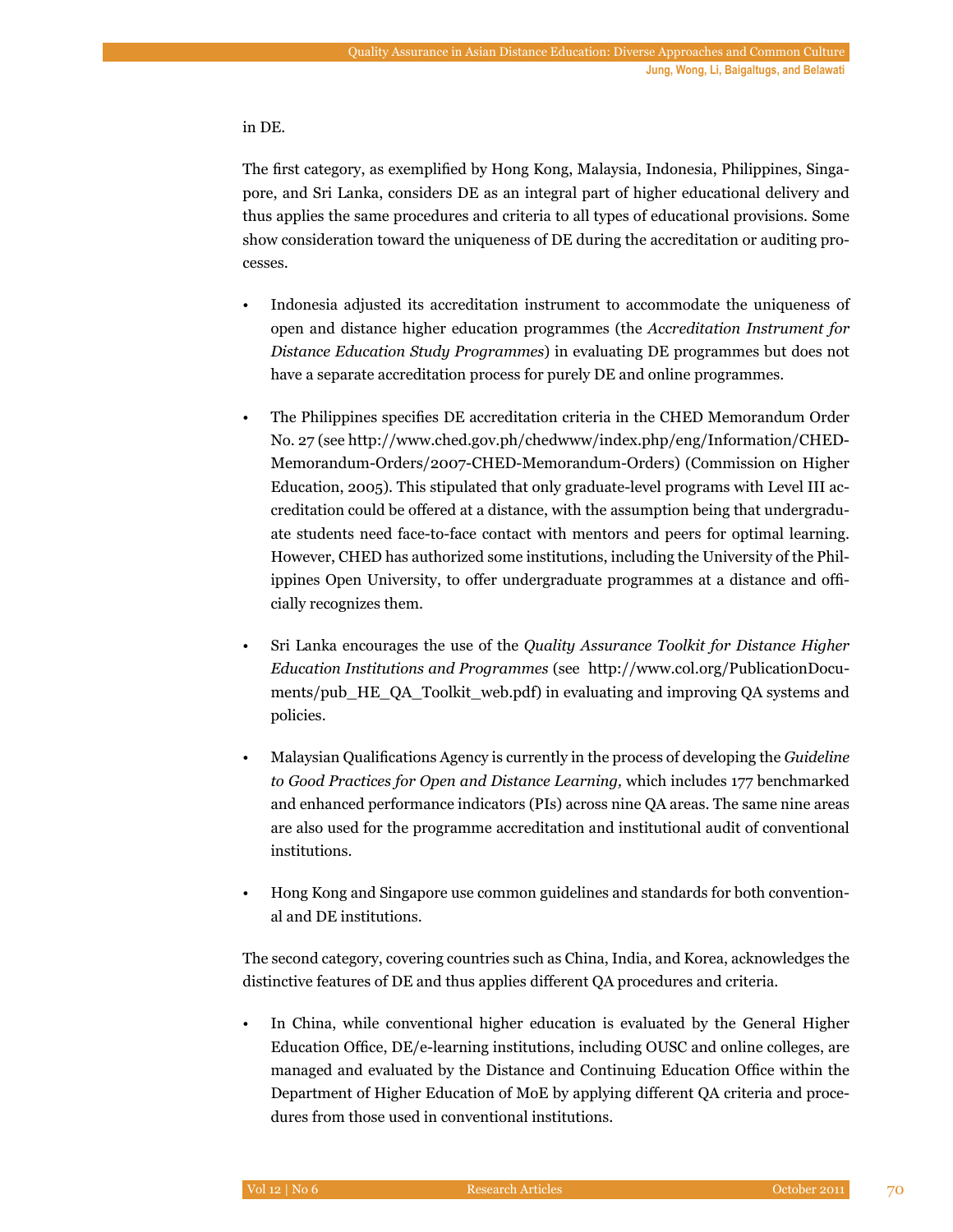in DE.

The first category, as exemplified by Hong Kong, Malaysia, Indonesia, Philippines, Singapore, and Sri Lanka, considers DE as an integral part of higher educational delivery and thus applies the same procedures and criteria to all types of educational provisions. Some show consideration toward the uniqueness of DE during the accreditation or auditing processes.

- Indonesia adjusted its accreditation instrument to accommodate the uniqueness of open and distance higher education programmes (the *Accreditation Instrument for Distance Education Study Programmes*) in evaluating DE programmes but does not have a separate accreditation process for purely DE and online programmes.

- The Philippines specifies DE accreditation criteria in the CHED Memorandum Order No. 27 (see http://www.ched.gov.ph/chedwww/index.php/eng/Information/CHED-Memorandum-Orders/2007-CHED-Memorandum-Orders) (Commission on Higher Education, 2005). This stipulated that only graduate-level programs with Level III accreditation could be offered at a distance, with the assumption being that undergraduate students need face-to-face contact with mentors and peers for optimal learning. However, CHED has authorized some institutions, including the University of the Philippines Open University, to offer undergraduate programmes at a distance and officially recognizes them.

- Sri Lanka encourages the use of the *Quality Assurance Toolkit for Distance Higher Education Institutions and Programmes* (see http://www.col.org/PublicationDocuments/pub_HE_QA_Toolkit_web.pdf) in evaluating and improving QA systems and policies.

- Malaysian Qualifications Agency is currently in the process of developing the *Guideline to Good Practices for Open and Distance Learning,* which includes 177 benchmarked and enhanced performance indicators (PIs) across nine QA areas. The same nine areas are also used for the programme accreditation and institutional audit of conventional institutions.

- Hong Kong and Singapore use common guidelines and standards for both conventional and DE institutions.

The second category, covering countries such as China, India, and Korea, acknowledges the distinctive features of DE and thus applies different QA procedures and criteria.

- In China, while conventional higher education is evaluated by the General Higher Education Office, DE/e-learning institutions, including OUSC and online colleges, are managed and evaluated by the Distance and Continuing Education Office within the Department of Higher Education of MoE by applying different QA criteria and procedures from those used in conventional institutions.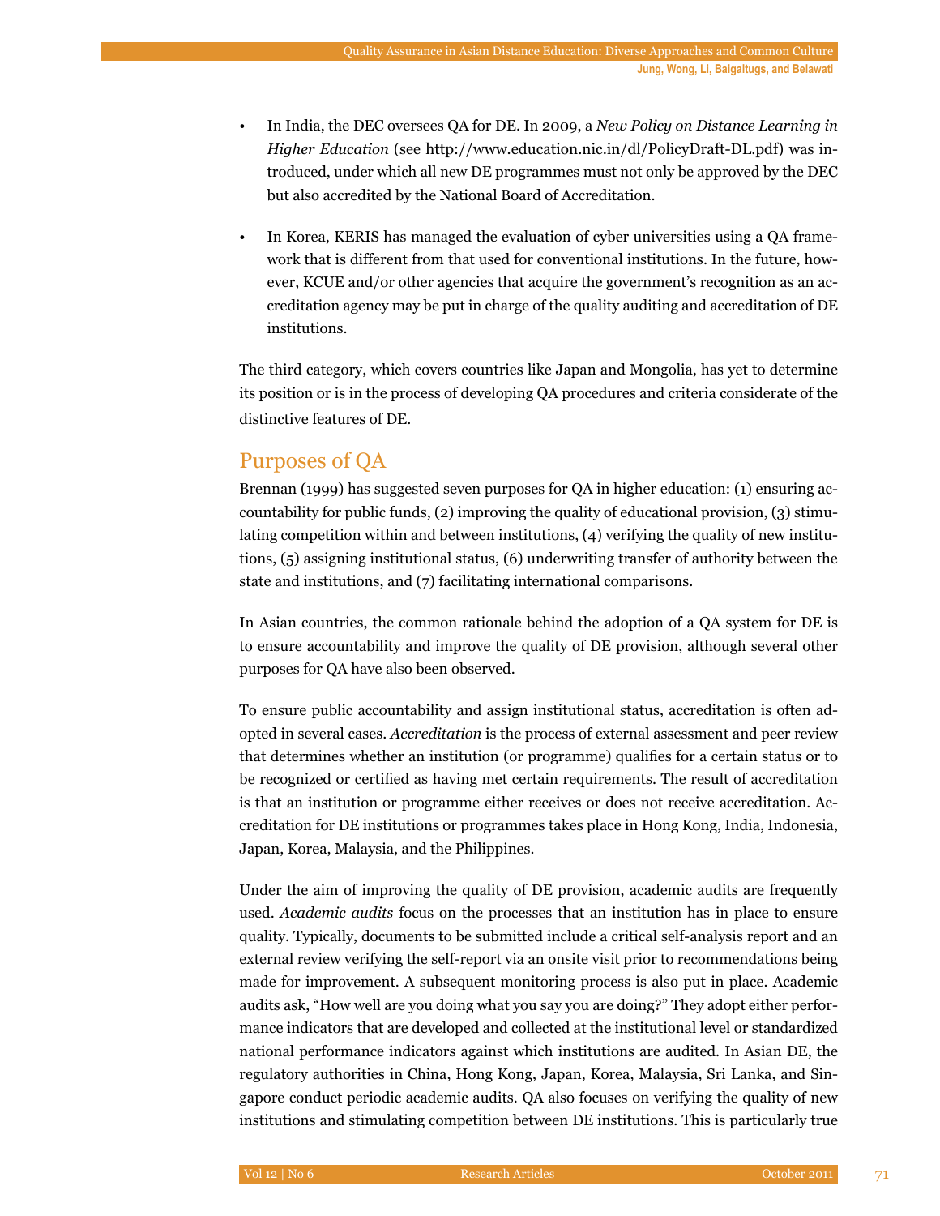- In India, the DEC oversees QA for DE. In 2009, a *New Policy on Distance Learning in Higher Education* (see http://www.education.nic.in/dl/PolicyDraft-DL.pdf) was introduced, under which all new DE programmes must not only be approved by the DEC but also accredited by the National Board of Accreditation.
- In Korea, KERIS has managed the evaluation of cyber universities using a QA framework that is different from that used for conventional institutions. In the future, however, KCUE and/or other agencies that acquire the government's recognition as an accreditation agency may be put in charge of the quality auditing and accreditation of DE institutions.

The third category, which covers countries like Japan and Mongolia, has yet to determine its position or is in the process of developing QA procedures and criteria considerate of the distinctive features of DE.

## Purposes of QA

Brennan (1999) has suggested seven purposes for QA in higher education: (1) ensuring accountability for public funds, (2) improving the quality of educational provision, (3) stimulating competition within and between institutions, (4) verifying the quality of new institutions, (5) assigning institutional status, (6) underwriting transfer of authority between the state and institutions, and (7) facilitating international comparisons.

In Asian countries, the common rationale behind the adoption of a QA system for DE is to ensure accountability and improve the quality of DE provision, although several other purposes for QA have also been observed.

To ensure public accountability and assign institutional status, accreditation is often adopted in several cases. *Accreditation* is the process of external assessment and peer review that determines whether an institution (or programme) qualifies for a certain status or to be recognized or certified as having met certain requirements. The result of accreditation is that an institution or programme either receives or does not receive accreditation. Accreditation for DE institutions or programmes takes place in Hong Kong, India, Indonesia, Japan, Korea, Malaysia, and the Philippines.

Under the aim of improving the quality of DE provision, academic audits are frequently used. *Academic audits* focus on the processes that an institution has in place to ensure quality. Typically, documents to be submitted include a critical self-analysis report and an external review verifying the self-report via an onsite visit prior to recommendations being made for improvement. A subsequent monitoring process is also put in place. Academic audits ask, "How well are you doing what you say you are doing?" They adopt either performance indicators that are developed and collected at the institutional level or standardized national performance indicators against which institutions are audited. In Asian DE, the regulatory authorities in China, Hong Kong, Japan, Korea, Malaysia, Sri Lanka, and Singapore conduct periodic academic audits. QA also focuses on verifying the quality of new institutions and stimulating competition between DE institutions. This is particularly true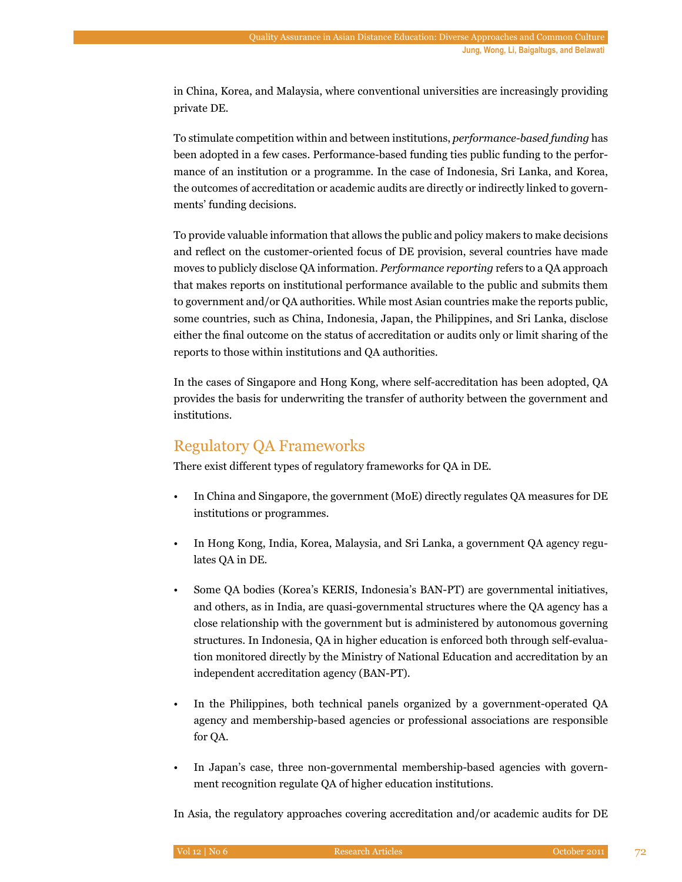in China, Korea, and Malaysia, where conventional universities are increasingly providing private DE.

To stimulate competition within and between institutions, *performance-based funding* has been adopted in a few cases. Performance-based funding ties public funding to the performance of an institution or a programme. In the case of Indonesia, Sri Lanka, and Korea, the outcomes of accreditation or academic audits are directly or indirectly linked to governments' funding decisions.

To provide valuable information that allows the public and policy makers to make decisions and reflect on the customer-oriented focus of DE provision, several countries have made moves to publicly disclose QA information. *Performance reporting* refers to a QA approach that makes reports on institutional performance available to the public and submits them to government and/or QA authorities. While most Asian countries make the reports public, some countries, such as China, Indonesia, Japan, the Philippines, and Sri Lanka, disclose either the final outcome on the status of accreditation or audits only or limit sharing of the reports to those within institutions and QA authorities.

In the cases of Singapore and Hong Kong, where self-accreditation has been adopted, QA provides the basis for underwriting the transfer of authority between the government and institutions.

## Regulatory QA Frameworks

There exist different types of regulatory frameworks for QA in DE.

- In China and Singapore, the government (MoE) directly regulates QA measures for DE institutions or programmes.
- In Hong Kong, India, Korea, Malaysia, and Sri Lanka, a government QA agency regulates QA in DE.
- Some QA bodies (Korea's KERIS, Indonesia's BAN-PT) are governmental initiatives, and others, as in India, are quasi-governmental structures where the QA agency has a close relationship with the government but is administered by autonomous governing structures. In Indonesia, QA in higher education is enforced both through self-evaluation monitored directly by the Ministry of National Education and accreditation by an independent accreditation agency (BAN-PT).
- In the Philippines, both technical panels organized by a government-operated QA agency and membership-based agencies or professional associations are responsible for QA.
- In Japan's case, three non-governmental membership-based agencies with government recognition regulate QA of higher education institutions.

In Asia, the regulatory approaches covering accreditation and/or academic audits for DE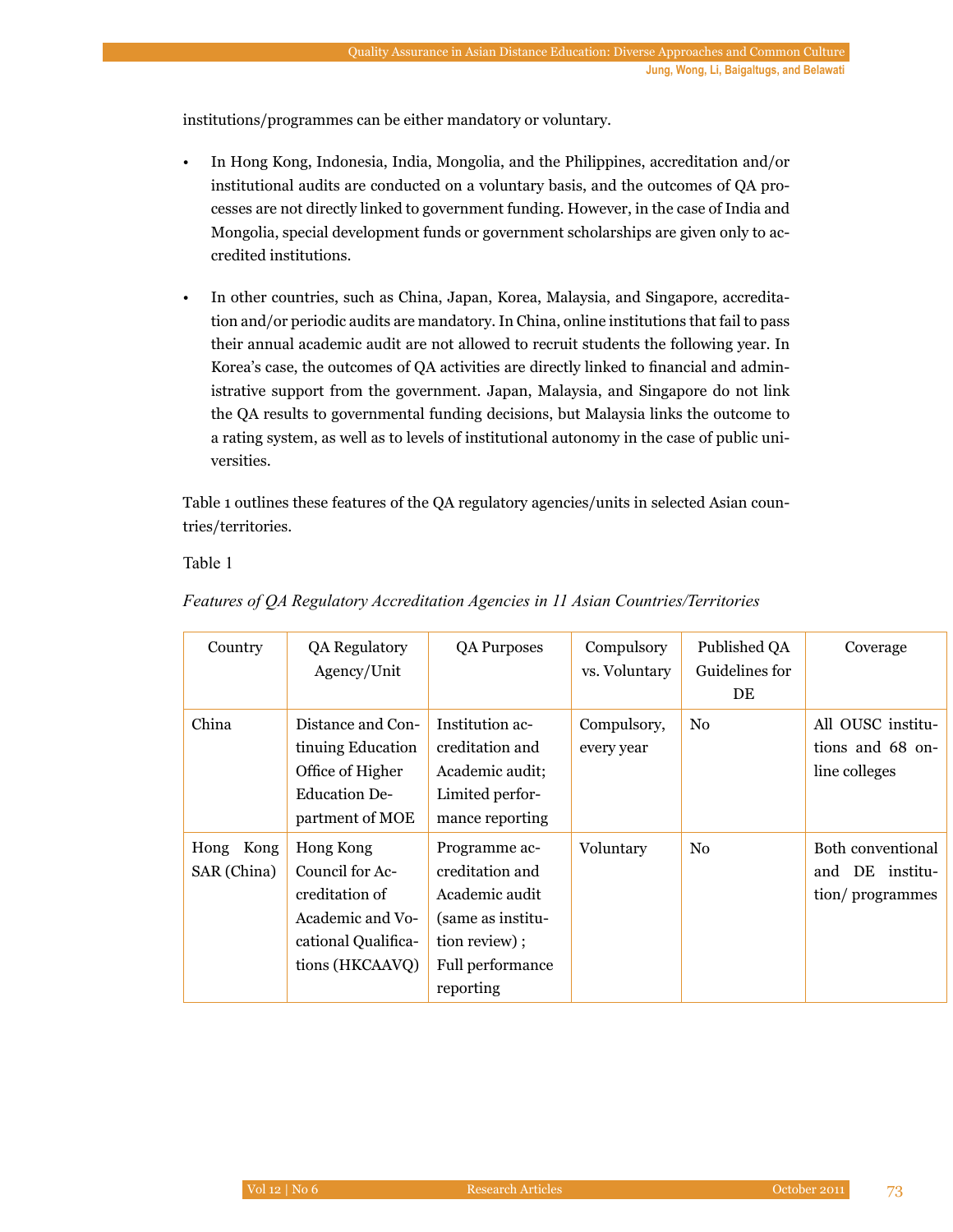institutions/programmes can be either mandatory or voluntary.

- In Hong Kong, Indonesia, India, Mongolia, and the Philippines, accreditation and/or institutional audits are conducted on a voluntary basis, and the outcomes of QA processes are not directly linked to government funding. However, in the case of India and Mongolia, special development funds or government scholarships are given only to accredited institutions.

- In other countries, such as China, Japan, Korea, Malaysia, and Singapore, accreditation and/or periodic audits are mandatory. In China, online institutions that fail to pass their annual academic audit are not allowed to recruit students the following year. In Korea's case, the outcomes of QA activities are directly linked to financial and administrative support from the government. Japan, Malaysia, and Singapore do not link the QA results to governmental funding decisions, but Malaysia links the outcome to a rating system, as well as to levels of institutional autonomy in the case of public universities.

Table 1 outlines these features of the QA regulatory agencies/units in selected Asian countries/territories.

Table 1

*Features of QA Regulatory Accreditation Agencies in 11 Asian Countries/Territories*

| Country | QA Regulatory Agency/Unit | QA Purposes | Compulsory vs. Voluntary | Published QA Guidelines for DE | Coverage |
|---|---|---|---|---|---|
| China | Distance and Continuing Education Office of Higher Education Department of MOE | Institution accreditation and Academic audit; Limited performance reporting | Compulsory, every year | No | All OUSC institutions and 68 online colleges |
| Hong Kong SAR (China) | Hong Kong Council for Accreditation of Academic and Vocational Qualifications (HKCAAVQ) | Programme accreditation and Academic audit (same as institution review) ; Full performance reporting | Voluntary | No | Both conventional and DE institution/ programmes |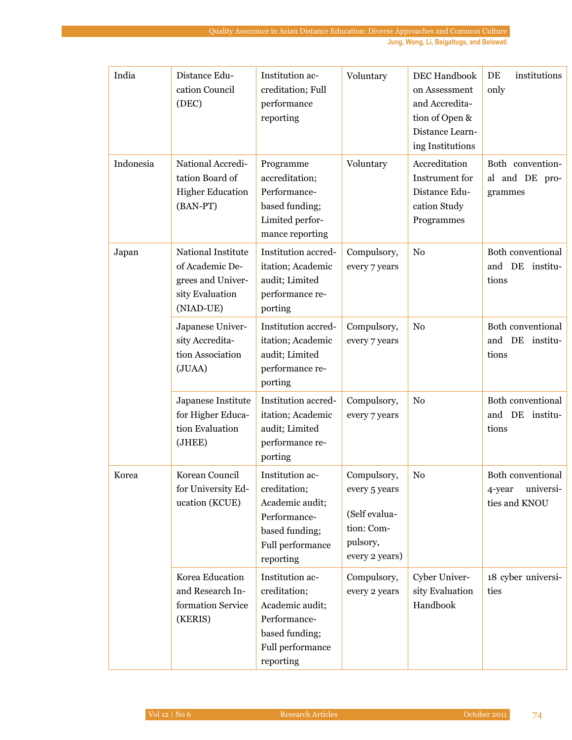| India | Distance Education Council (DEC) | Institution accreditation; Full performance reporting | Voluntary | DEC Handbook on Assessment and Accreditation of Open & Distance Learning Institutions | DE institutions only |
|---|---|---|---|---|---|
| Indonesia | National Accreditation Board of Higher Education (BAN-PT) | Programme accreditation; Performance-based funding; Limited performance reporting | Voluntary | Accreditation Instrument for Distance Education Study Programmes | Both conventional and DE programmes |
| Japan | National Institute of Academic Degrees and University Evaluation (NIAD-UE) | Institution accreditation; Academic audit; Limited performance reporting | Compulsory, every 7 years | No | Both conventional and DE institutions |
| | Japanese University Accreditation Association (JUAA) | Institution accreditation; Academic audit; Limited performance reporting | Compulsory, every 7 years | No | Both conventional and DE institutions |
| | Japanese Institute for Higher Education Evaluation (JHEE) | Institution accreditation; Academic audit; Limited performance reporting | Compulsory, every 7 years | No | Both conventional and DE institutions |
| Korea | Korean Council for University Education (KCUE) | Institution accreditation; Academic audit; Performance-based funding; Full performance reporting | Compulsory, every 5 years (Self evaluation: Compulsory, every 2 years) | No | Both conventional 4-year universities and KNOU |
| | Korea Education and Research Information Service (KERIS) | Institution accreditation; Academic audit; Performance-based funding; Full performance reporting | Compulsory, every 2 years | Cyber University Evaluation Handbook | 18 cyber universities |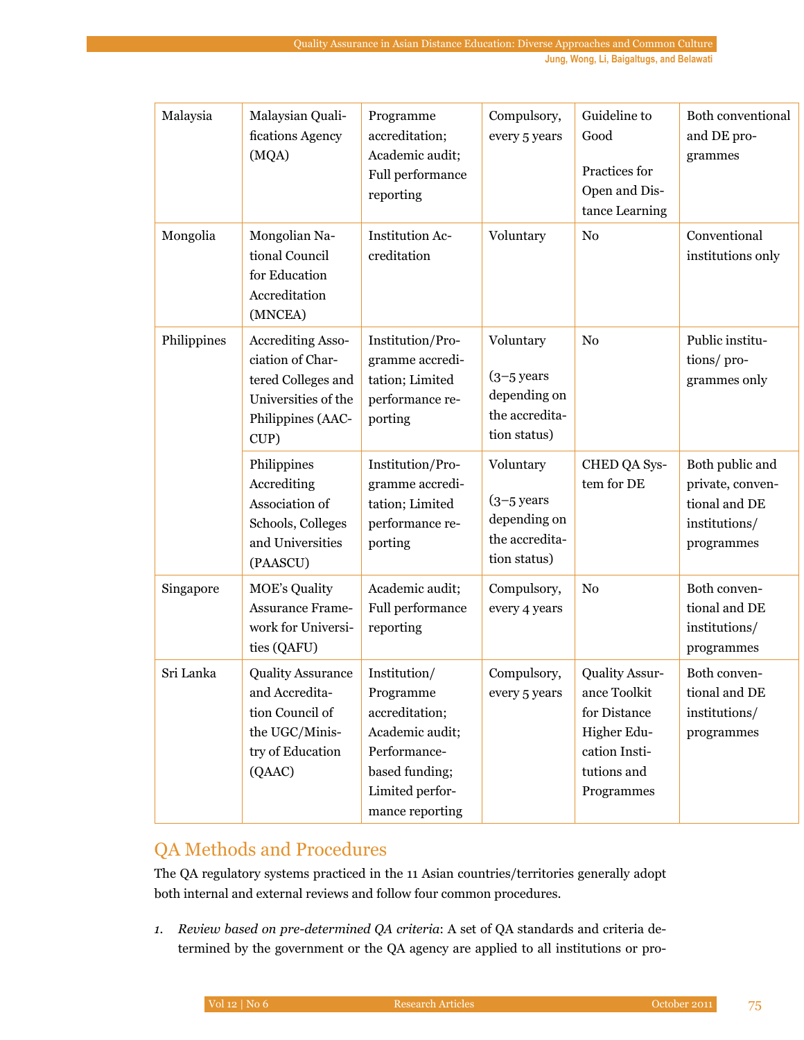| Malaysia | Malaysian Qualifications Agency (MQA) | Programme accreditation; Academic audit; Full performance reporting | Compulsory, every 5 years | Guideline to Good Practices for Open and Distance Learning | Both conventional and DE programmes |
|---|---|---|---|---|---|
| Mongolia | Mongolian National Council for Education Accreditation (MNCEA) | Institution Accreditation | Voluntary | No | Conventional institutions only |
| Philippines | Accrediting Association of Chartered Colleges and Universities of the Philippines (AACCUP) | Institution/Programme accreditation; Limited performance reporting | Voluntary (3–5 years depending on the accreditation status) | No | Public institutions/ programmes only |
| | Philippines Accrediting Association of Schools, Colleges and Universities (PAASCU) | Institution/Programme accreditation; Limited performance reporting | Voluntary (3–5 years depending on the accreditation status) | CHED QA System for DE | Both public and private, conventional and DE institutions/ programmes |
| Singapore | MOE's Quality Assurance Framework for Universities (QAFU) | Academic audit; Full performance reporting | Compulsory, every 4 years | No | Both conventional and DE institutions/ programmes |
| Sri Lanka | Quality Assurance and Accreditation Council of the UGC/Ministry of Education (QAAC) | Institution/ Programme accreditation; Academic audit; Performance-based funding; Limited performance reporting | Compulsory, every 5 years | Quality Assurance Toolkit for Distance Higher Education Institutions and Programmes | Both conventional and DE institutions/ programmes |

## QA Methods and Procedures

The QA regulatory systems practiced in the 11 Asian countries/territories generally adopt both internal and external reviews and follow four common procedures.

1. *Review based on pre-determined QA criteria*: A set of QA standards and criteria determined by the government or the QA agency are applied to all institutions or pro-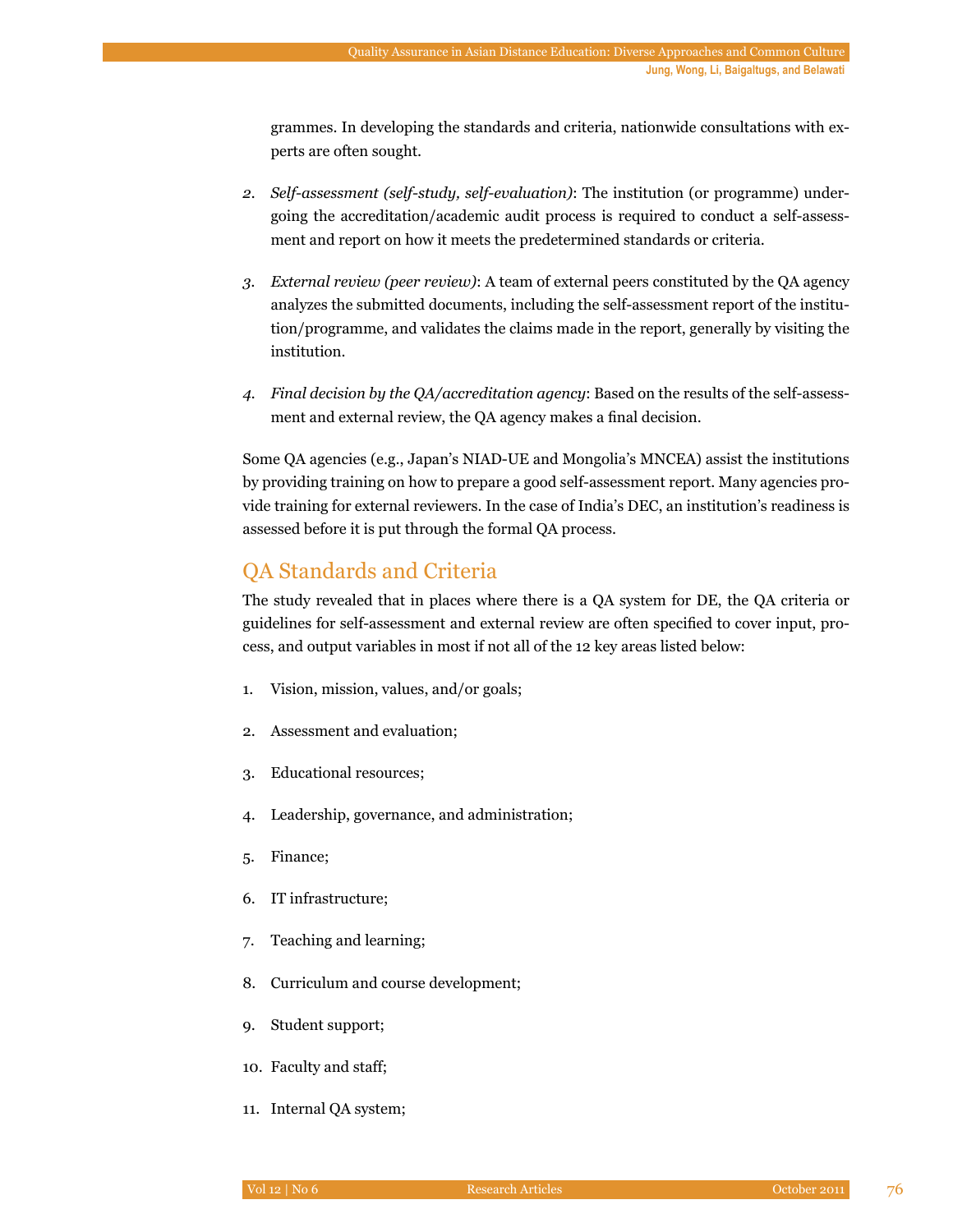grammes. In developing the standards and criteria, nationwide consultations with experts are often sought.

2. *Self-assessment (self-study, self-evaluation)*: The institution (or programme) undergoing the accreditation/academic audit process is required to conduct a self-assessment and report on how it meets the predetermined standards or criteria.

3. *External review (peer review)*: A team of external peers constituted by the QA agency analyzes the submitted documents, including the self-assessment report of the institution/programme, and validates the claims made in the report, generally by visiting the institution.

4. *Final decision by the QA/accreditation agency*: Based on the results of the self-assessment and external review, the QA agency makes a final decision.

Some QA agencies (e.g., Japan's NIAD-UE and Mongolia's MNCEA) assist the institutions by providing training on how to prepare a good self-assessment report. Many agencies provide training for external reviewers. In the case of India's DEC, an institution's readiness is assessed before it is put through the formal QA process.

## QA Standards and Criteria

The study revealed that in places where there is a QA system for DE, the QA criteria or guidelines for self-assessment and external review are often specified to cover input, process, and output variables in most if not all of the 12 key areas listed below:

1. Vision, mission, values, and/or goals;
2. Assessment and evaluation;
3. Educational resources;
4. Leadership, governance, and administration;
5. Finance;
6. IT infrastructure;
7. Teaching and learning;
8. Curriculum and course development;
9. Student support;
10. Faculty and staff;
11. Internal QA system;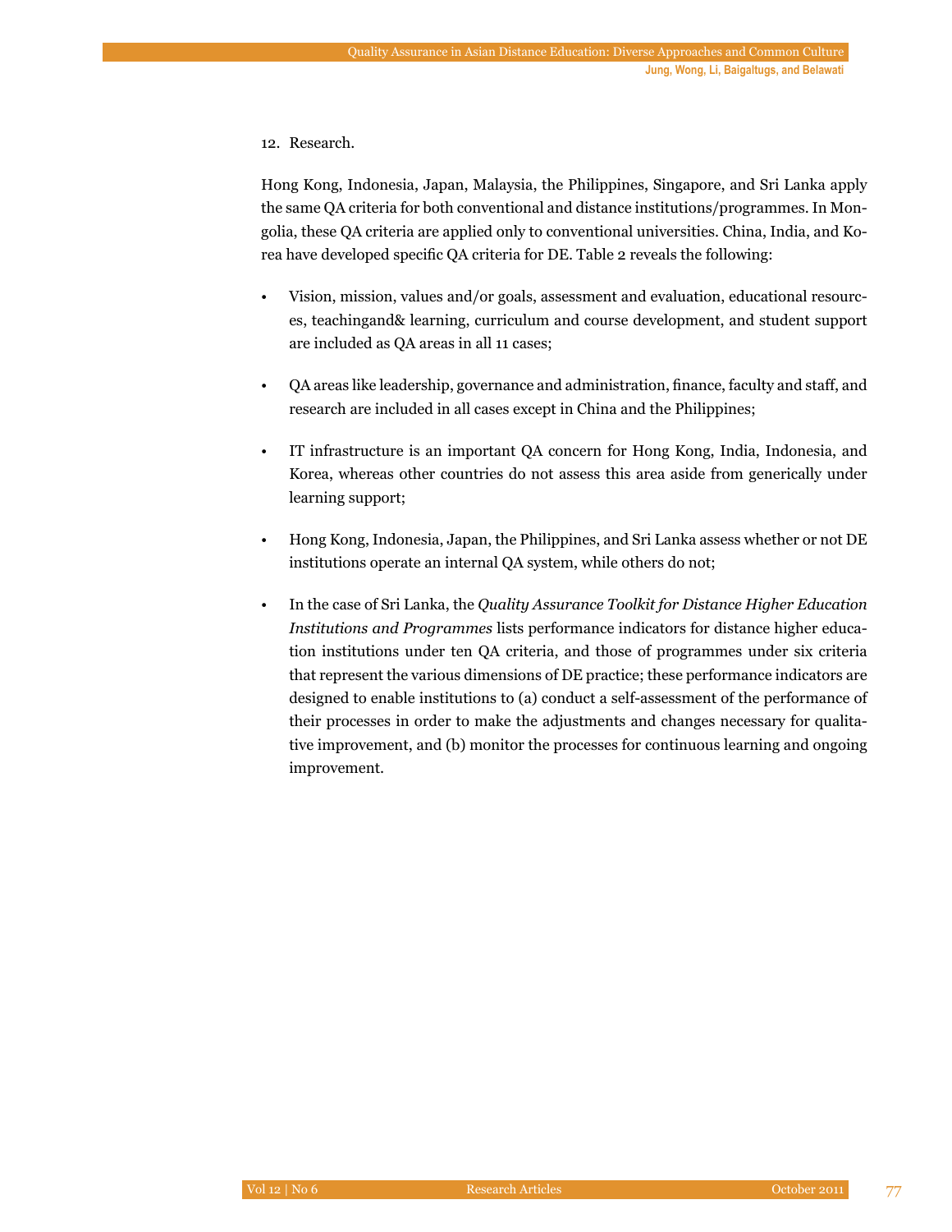12. Research.

Hong Kong, Indonesia, Japan, Malaysia, the Philippines, Singapore, and Sri Lanka apply the same QA criteria for both conventional and distance institutions/programmes. In Mongolia, these QA criteria are applied only to conventional universities. China, India, and Korea have developed specific QA criteria for DE. Table 2 reveals the following:

- Vision, mission, values and/or goals, assessment and evaluation, educational resources, teachingand& learning, curriculum and course development, and student support are included as QA areas in all 11 cases;
- QA areas like leadership, governance and administration, finance, faculty and staff, and research are included in all cases except in China and the Philippines;
- IT infrastructure is an important QA concern for Hong Kong, India, Indonesia, and Korea, whereas other countries do not assess this area aside from generically under learning support;
- Hong Kong, Indonesia, Japan, the Philippines, and Sri Lanka assess whether or not DE institutions operate an internal QA system, while others do not;
- In the case of Sri Lanka, the *Quality Assurance Toolkit for Distance Higher Education Institutions and Programmes* lists performance indicators for distance higher education institutions under ten QA criteria, and those of programmes under six criteria that represent the various dimensions of DE practice; these performance indicators are designed to enable institutions to (a) conduct a self-assessment of the performance of their processes in order to make the adjustments and changes necessary for qualitative improvement, and (b) monitor the processes for continuous learning and ongoing improvement.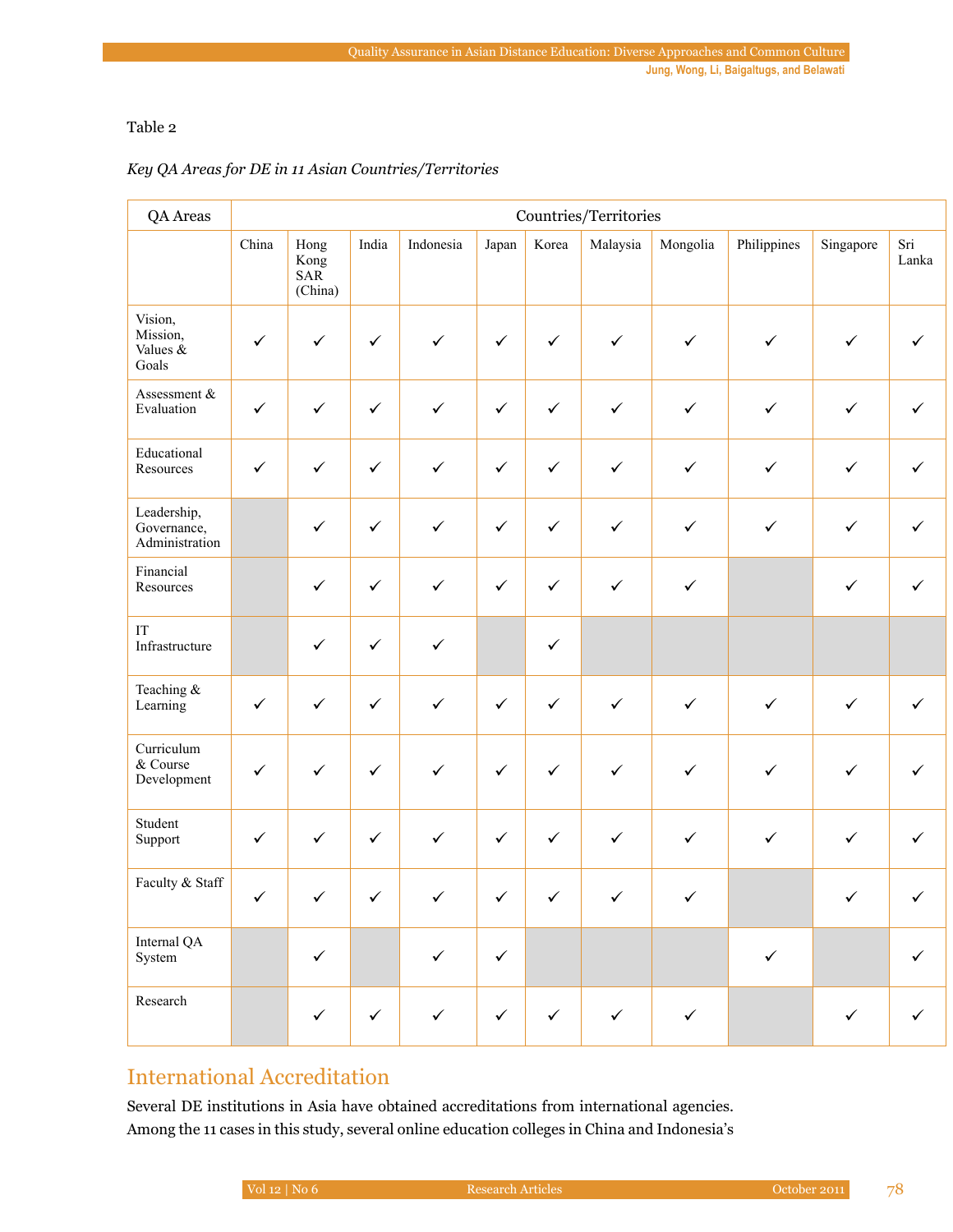Table 2

*Key QA Areas for DE in 11 Asian Countries/Territories*

| QA Areas | Countries/Territories | | | | | | | | | | |
|---|---|---|---|---|---|---|---|---|---|---|---|
| | China | Hong Kong SAR (China) | India | Indonesia | Japan | Korea | Malaysia | Mongolia | Philippines | Singapore | Sri Lanka |
| Vision, Mission, Values & Goals | ✓ | ✓ | ✓ | ✓ | ✓ | ✓ | ✓ | ✓ | ✓ | ✓ | ✓ |
| Assessment & Evaluation | ✓ | ✓ | ✓ | ✓ | ✓ | ✓ | ✓ | ✓ | ✓ | ✓ | ✓ |
| Educational Resources | ✓ | ✓ | ✓ | ✓ | ✓ | ✓ | ✓ | ✓ | ✓ | ✓ | ✓ |
| Leadership, Governance, Administration | | ✓ | ✓ | ✓ | ✓ | ✓ | ✓ | ✓ | ✓ | ✓ | ✓ |
| Financial Resources | | ✓ | ✓ | ✓ | ✓ | ✓ | ✓ | ✓ | | ✓ | ✓ |
| IT Infrastructure | | ✓ | ✓ | ✓ | | ✓ | | | | | |
| Teaching & Learning | ✓ | ✓ | ✓ | ✓ | ✓ | ✓ | ✓ | ✓ | ✓ | ✓ | ✓ |
| Curriculum & Course Development | ✓ | ✓ | ✓ | ✓ | ✓ | ✓ | ✓ | ✓ | ✓ | ✓ | ✓ |
| Student Support | ✓ | ✓ | ✓ | ✓ | ✓ | ✓ | ✓ | ✓ | ✓ | ✓ | ✓ |
| Faculty & Staff | ✓ | ✓ | ✓ | ✓ | ✓ | ✓ | ✓ | ✓ | | ✓ | ✓ |
| Internal QA System | | ✓ | | ✓ | ✓ | | | | ✓ | | ✓ |
| Research | | ✓ | ✓ | ✓ | ✓ | ✓ | ✓ | ✓ | | ✓ | ✓ |

## International Accreditation

Several DE institutions in Asia have obtained accreditations from international agencies. Among the 11 cases in this study, several online education colleges in China and Indonesia's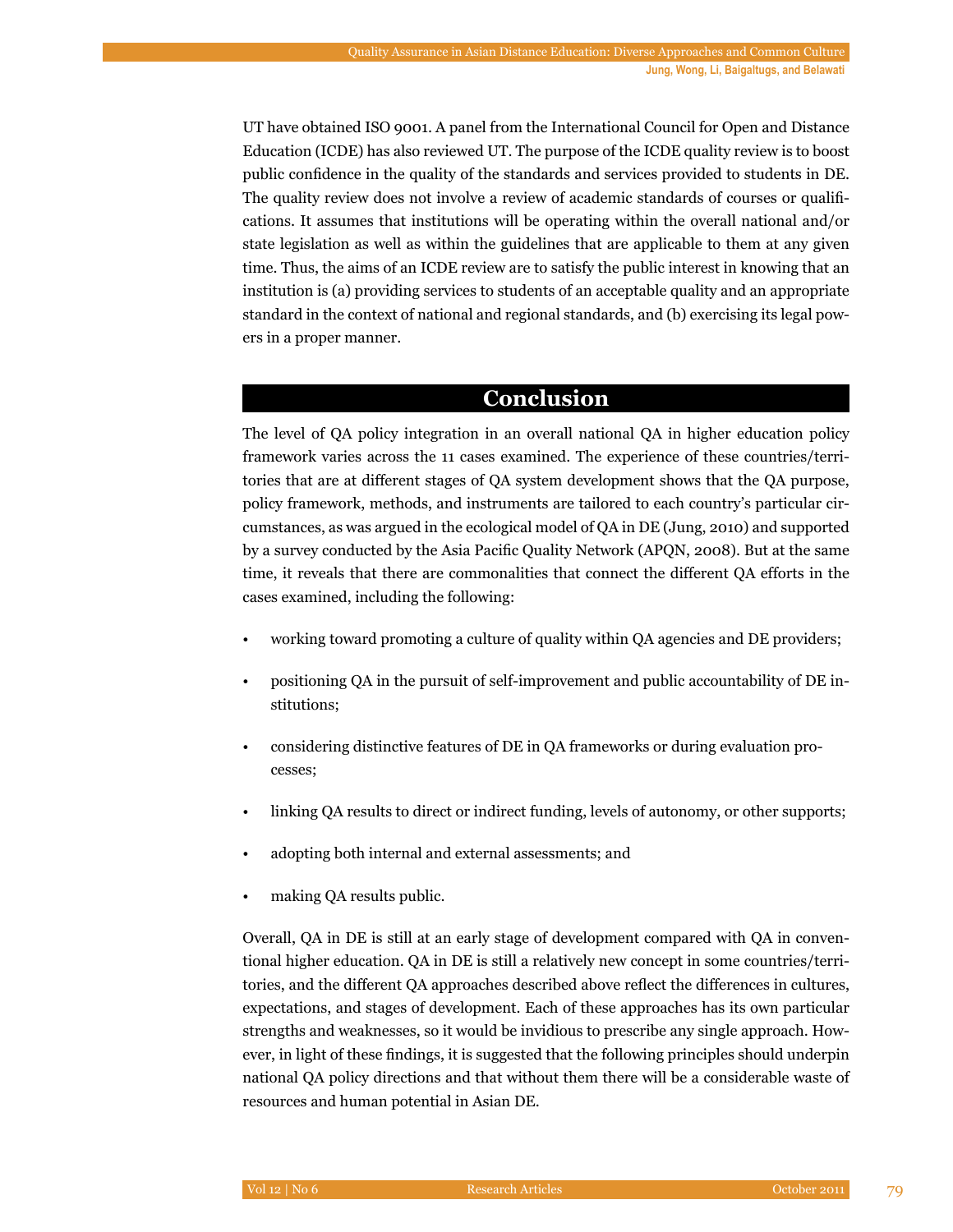UT have obtained ISO 9001. A panel from the International Council for Open and Distance Education (ICDE) has also reviewed UT. The purpose of the ICDE quality review is to boost public confidence in the quality of the standards and services provided to students in DE. The quality review does not involve a review of academic standards of courses or qualifications. It assumes that institutions will be operating within the overall national and/or state legislation as well as within the guidelines that are applicable to them at any given time. Thus, the aims of an ICDE review are to satisfy the public interest in knowing that an institution is (a) providing services to students of an acceptable quality and an appropriate standard in the context of national and regional standards, and (b) exercising its legal powers in a proper manner.

## Conclusion

The level of QA policy integration in an overall national QA in higher education policy framework varies across the 11 cases examined. The experience of these countries/territories that are at different stages of QA system development shows that the QA purpose, policy framework, methods, and instruments are tailored to each country's particular circumstances, as was argued in the ecological model of QA in DE (Jung, 2010) and supported by a survey conducted by the Asia Pacific Quality Network (APQN, 2008). But at the same time, it reveals that there are commonalities that connect the different QA efforts in the cases examined, including the following:

- working toward promoting a culture of quality within QA agencies and DE providers;
- positioning QA in the pursuit of self-improvement and public accountability of DE institutions;
- considering distinctive features of DE in QA frameworks or during evaluation processes;
- linking QA results to direct or indirect funding, levels of autonomy, or other supports;
- adopting both internal and external assessments; and
- making QA results public.

Overall, QA in DE is still at an early stage of development compared with QA in conventional higher education. QA in DE is still a relatively new concept in some countries/territories, and the different QA approaches described above reflect the differences in cultures, expectations, and stages of development. Each of these approaches has its own particular strengths and weaknesses, so it would be invidious to prescribe any single approach. However, in light of these findings, it is suggested that the following principles should underpin national QA policy directions and that without them there will be a considerable waste of resources and human potential in Asian DE.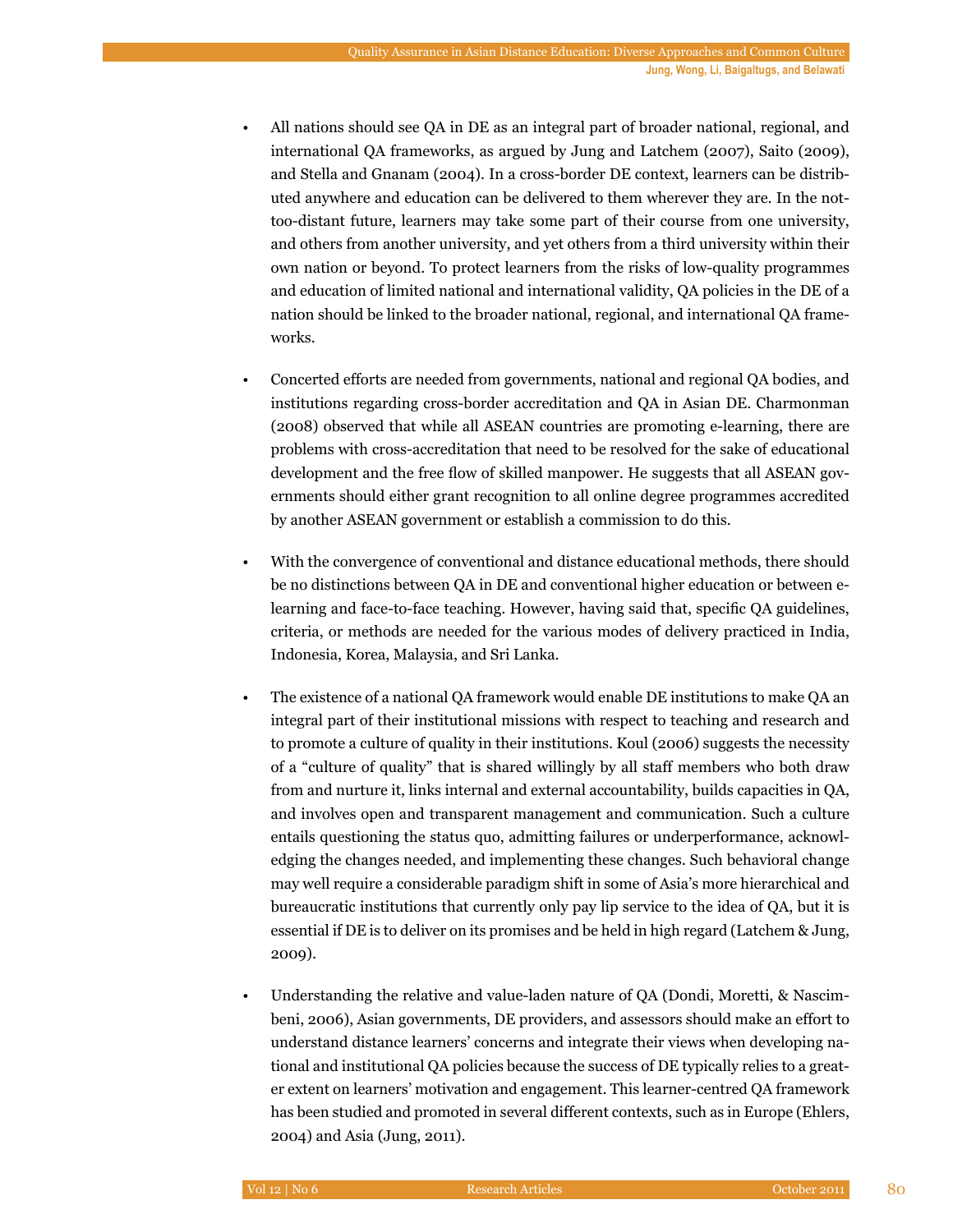- All nations should see QA in DE as an integral part of broader national, regional, and international QA frameworks, as argued by Jung and Latchem (2007), Saito (2009), and Stella and Gnanam (2004). In a cross-border DE context, learners can be distributed anywhere and education can be delivered to them wherever they are. In the not-too-distant future, learners may take some part of their course from one university, and others from another university, and yet others from a third university within their own nation or beyond. To protect learners from the risks of low-quality programmes and education of limited national and international validity, QA policies in the DE of a nation should be linked to the broader national, regional, and international QA frameworks.

- Concerted efforts are needed from governments, national and regional QA bodies, and institutions regarding cross-border accreditation and QA in Asian DE. Charmonman (2008) observed that while all ASEAN countries are promoting e-learning, there are problems with cross-accreditation that need to be resolved for the sake of educational development and the free flow of skilled manpower. He suggests that all ASEAN governments should either grant recognition to all online degree programmes accredited by another ASEAN government or establish a commission to do this.

- With the convergence of conventional and distance educational methods, there should be no distinctions between QA in DE and conventional higher education or between e-learning and face-to-face teaching. However, having said that, specific QA guidelines, criteria, or methods are needed for the various modes of delivery practiced in India, Indonesia, Korea, Malaysia, and Sri Lanka.

- The existence of a national QA framework would enable DE institutions to make QA an integral part of their institutional missions with respect to teaching and research and to promote a culture of quality in their institutions. Koul (2006) suggests the necessity of a "culture of quality" that is shared willingly by all staff members who both draw from and nurture it, links internal and external accountability, builds capacities in QA, and involves open and transparent management and communication. Such a culture entails questioning the status quo, admitting failures or underperformance, acknowledging the changes needed, and implementing these changes. Such behavioral change may well require a considerable paradigm shift in some of Asia's more hierarchical and bureaucratic institutions that currently only pay lip service to the idea of QA, but it is essential if DE is to deliver on its promises and be held in high regard (Latchem & Jung, 2009).

- Understanding the relative and value-laden nature of QA (Dondi, Moretti, & Nascimbeni, 2006), Asian governments, DE providers, and assessors should make an effort to understand distance learners' concerns and integrate their views when developing national and institutional QA policies because the success of DE typically relies to a greater extent on learners' motivation and engagement. This learner-centred QA framework has been studied and promoted in several different contexts, such as in Europe (Ehlers, 2004) and Asia (Jung, 2011).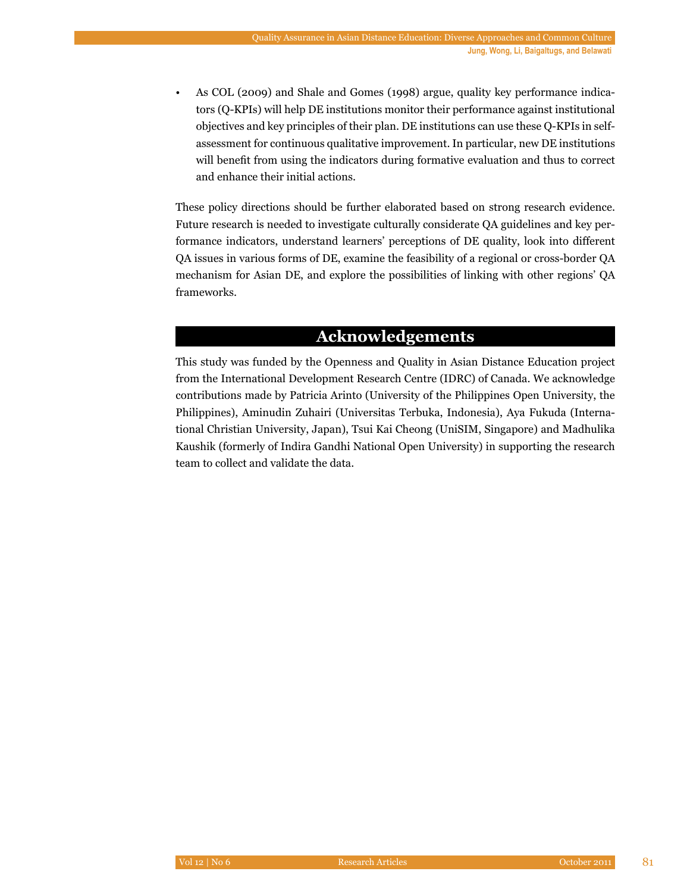- As COL (2009) and Shale and Gomes (1998) argue, quality key performance indicators (Q-KPIs) will help DE institutions monitor their performance against institutional objectives and key principles of their plan. DE institutions can use these Q-KPIs in self-assessment for continuous qualitative improvement. In particular, new DE institutions will benefit from using the indicators during formative evaluation and thus to correct and enhance their initial actions.

These policy directions should be further elaborated based on strong research evidence. Future research is needed to investigate culturally considerate QA guidelines and key performance indicators, understand learners' perceptions of DE quality, look into different QA issues in various forms of DE, examine the feasibility of a regional or cross-border QA mechanism for Asian DE, and explore the possibilities of linking with other regions' QA frameworks.

## Acknowledgements

This study was funded by the Openness and Quality in Asian Distance Education project from the International Development Research Centre (IDRC) of Canada. We acknowledge contributions made by Patricia Arinto (University of the Philippines Open University, the Philippines), Aminudin Zuhairi (Universitas Terbuka, Indonesia), Aya Fukuda (International Christian University, Japan), Tsui Kai Cheong (UniSIM, Singapore) and Madhulika Kaushik (formerly of Indira Gandhi National Open University) in supporting the research team to collect and validate the data.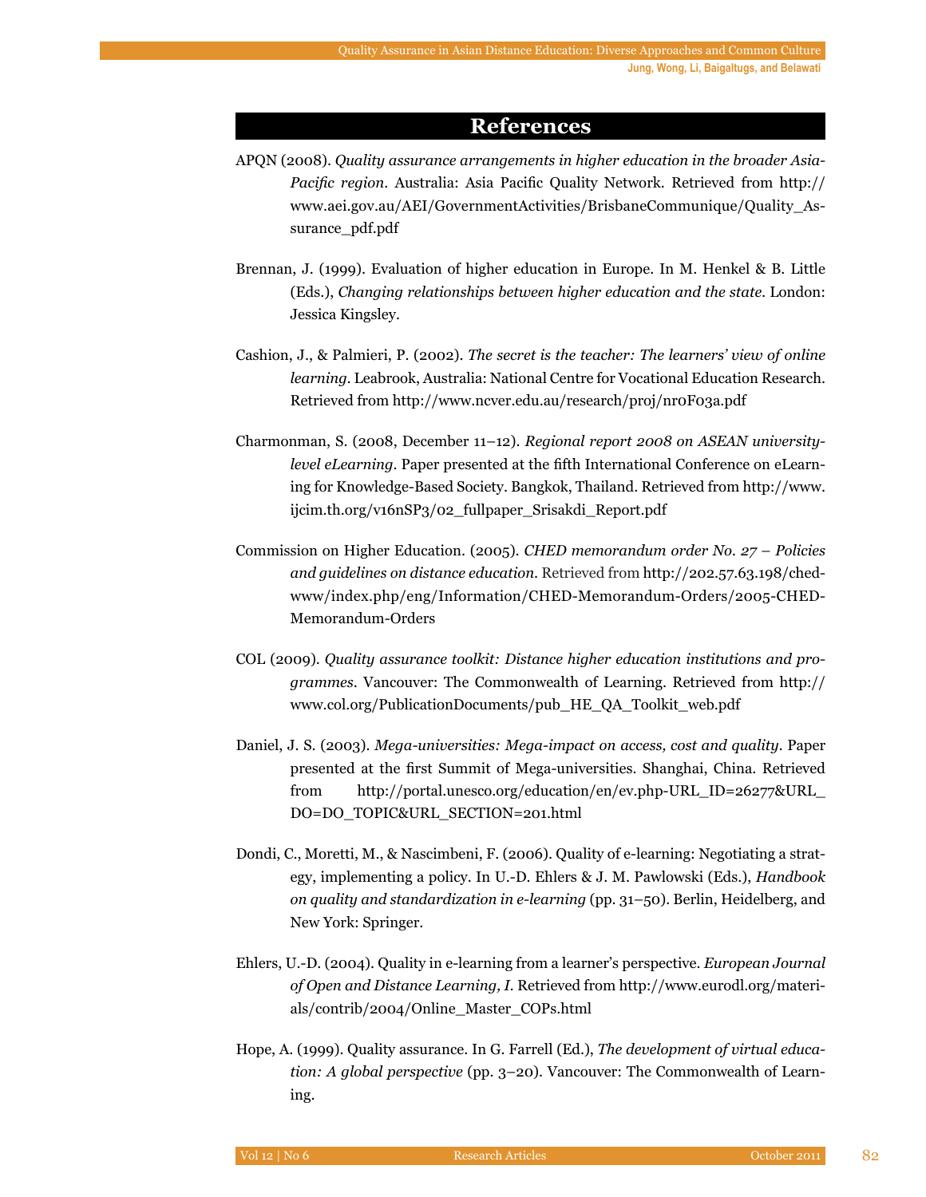## References

APQN (2008). *Quality assurance arrangements in higher education in the broader Asia-Pacific region*. Australia: Asia Pacific Quality Network. Retrieved from http://www.aei.gov.au/AEI/GovernmentActivities/BrisbaneCommunique/Quality_Assurance_pdf.pdf

Brennan, J. (1999). Evaluation of higher education in Europe. In M. Henkel & B. Little (Eds.), *Changing relationships between higher education and the state*. London: Jessica Kingsley.

Cashion, J., & Palmieri, P. (2002). *The secret is the teacher: The learners' view of online learning*. Leabrook, Australia: National Centre for Vocational Education Research. Retrieved from http://www.ncver.edu.au/research/proj/nr0F03a.pdf

Charmonman, S. (2008, December 11–12). *Regional report 2008 on ASEAN university-level eLearning*. Paper presented at the fifth International Conference on eLearning for Knowledge-Based Society. Bangkok, Thailand. Retrieved from http://www.ijcim.th.org/v16nSP3/02_fullpaper_Srisakdi_Report.pdf

Commission on Higher Education. (2005). *CHED memorandum order No. 27 – Policies and guidelines on distance education.* Retrieved from http://202.57.63.198/chedwww/index.php/eng/Information/CHED-Memorandum-Orders/2005-CHED-Memorandum-Orders

COL (2009). *Quality assurance toolkit: Distance higher education institutions and programmes*. Vancouver: The Commonwealth of Learning. Retrieved from http://www.col.org/PublicationDocuments/pub_HE_QA_Toolkit_web.pdf

Daniel, J. S. (2003). *Mega-universities: Mega-impact on access, cost and quality*. Paper presented at the first Summit of Mega-universities. Shanghai, China. Retrieved from http://portal.unesco.org/education/en/ev.php-URL_ID=26277&URL_DO=DO_TOPIC&URL_SECTION=201.html

Dondi, C., Moretti, M., & Nascimbeni, F. (2006). Quality of e-learning: Negotiating a strategy, implementing a policy. In U.-D. Ehlers & J. M. Pawlowski (Eds.), *Handbook on quality and standardization in e-learning* (pp. 31–50). Berlin, Heidelberg, and New York: Springer.

Ehlers, U.-D. (2004). Quality in e-learning from a learner's perspective. *European Journal of Open and Distance Learning, I*. Retrieved from http://www.eurodl.org/materials/contrib/2004/Online_Master_COPs.html

Hope, A. (1999). Quality assurance. In G. Farrell (Ed.), *The development of virtual education: A global perspective* (pp. 3–20). Vancouver: The Commonwealth of Learning.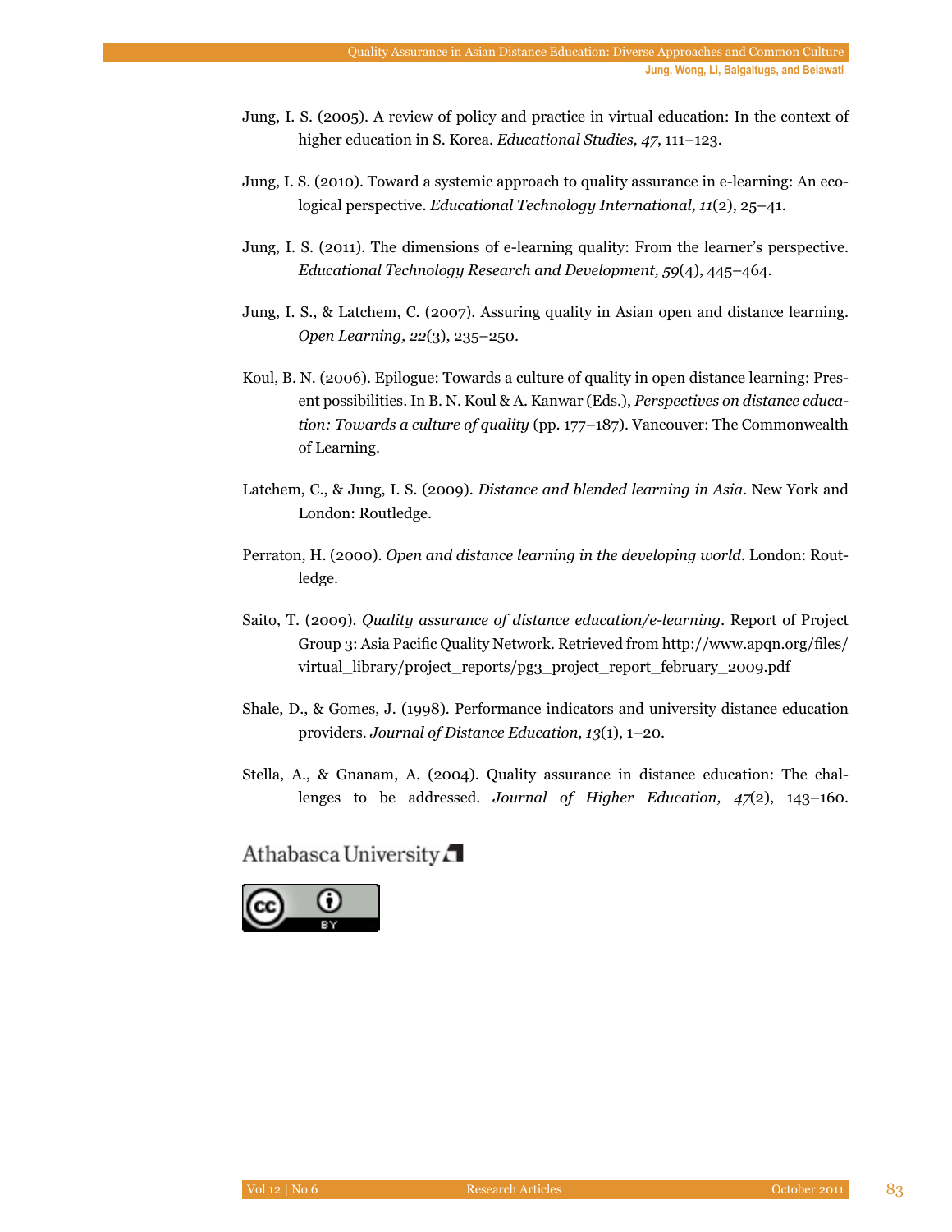Jung, I. S. (2005). A review of policy and practice in virtual education: In the context of higher education in S. Korea. *Educational Studies, 47*, 111–123.

Jung, I. S. (2010). Toward a systemic approach to quality assurance in e-learning: An ecological perspective. *Educational Technology International, 11*(2), 25–41.

Jung, I. S. (2011). The dimensions of e-learning quality: From the learner's perspective. *Educational Technology Research and Development, 59*(4), 445–464.

Jung, I. S., & Latchem, C. (2007). Assuring quality in Asian open and distance learning. *Open Learning, 22*(3), 235–250.

Koul, B. N. (2006). Epilogue: Towards a culture of quality in open distance learning: Present possibilities. In B. N. Koul & A. Kanwar (Eds.), *Perspectives on distance education: Towards a culture of quality* (pp. 177–187). Vancouver: The Commonwealth of Learning.

Latchem, C., & Jung, I. S. (2009). *Distance and blended learning in Asia*. New York and London: Routledge.

Perraton, H. (2000). *Open and distance learning in the developing world*. London: Routledge.

Saito, T. (2009). *Quality assurance of distance education/e-learning*. Report of Project Group 3: Asia Pacific Quality Network. Retrieved from http://www.apqn.org/files/virtual_library/project_reports/pg3_project_report_february_2009.pdf

Shale, D., & Gomes, J. (1998). Performance indicators and university distance education providers. *Journal of Distance Education*, *13*(1), 1–20.

Stella, A., & Gnanam, A. (2004). Quality assurance in distance education: The challenges to be addressed. *Journal of Higher Education, 47*(2), 143–160.

Athabasca University